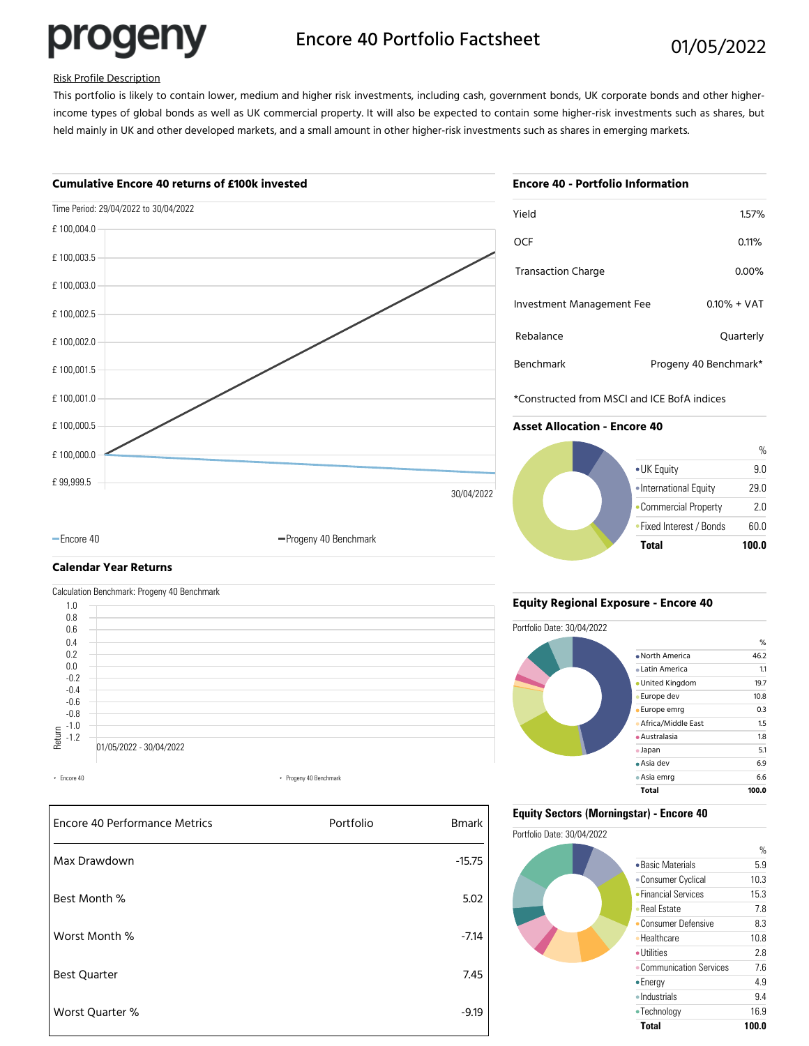# progeny

## Encore 40 Portfolio Factsheet

01/05/2022

Risk Profile Description

This portfolio is likely to contain lower, medium and higher risk investments, including cash, government bonds, UK corporate bonds and other higher-income types of global bonds as well as UK commercial property. It will also be expected to contain some higher-risk investments such as shares, but held mainly in UK and other developed markets, and a small amount in other higher-risk investments such as shares in emerging markets.

### Cumulative Encore 40 returns of £100k invested

Time Period: 29/04/2022 to 30/04/2022

£ 100,004.0
£ 100,003.5
£ 100,003.0
£ 100,002.5
£ 100,002.0
£ 100,001.5
£ 100,001.0
£ 100,000.5
£ 100,000.0
£ 99,999.5

30/04/2022

Encore 40 — Progeny 40 Benchmark

### Calendar Year Returns

Calculation Benchmark: Progeny 40 Benchmark

Return: 1.0, 0.8, 0.6, 0.4, 0.2, 0.0, -0.2, -0.4, -0.6, -0.8, -1.0, -1.2

01/05/2022 - 30/04/2022

Encore 40 · Progeny 40 Benchmark

| Encore 40 Performance Metrics | Portfolio | Bmark |
|---|---|---|
| Max Drawdown | | -15.75 |
| Best Month % | | 5.02 |
| Worst Month % | | -7.14 |
| Best Quarter | | 7.45 |
| Worst Quarter % | | -9.19 |

### Encore 40 - Portfolio Information

| | |
|---|---|
| Yield | 1.57% |
| OCF | 0.11% |
| Transaction Charge | 0.00% |
| Investment Management Fee | 0.10% + VAT |
| Rebalance | Quarterly |
| Benchmark | Progeny 40 Benchmark* |

*Constructed from MSCI and ICE BofA indices

### Asset Allocation - Encore 40

| | % |
|---|---|
| UK Equity | 9.0 |
| International Equity | 29.0 |
| Commercial Property | 2.0 |
| Fixed Interest / Bonds | 60.0 |
| **Total** | **100.0** |

### Equity Regional Exposure - Encore 40

Portfolio Date: 30/04/2022

| | % |
|---|---|
| North America | 46.2 |
| Latin America | 1.1 |
| United Kingdom | 19.7 |
| Europe dev | 10.8 |
| Europe emrg | 0.3 |
| Africa/Middle East | 1.5 |
| Australasia | 1.8 |
| Japan | 5.1 |
| Asia dev | 6.9 |
| Asia emrg | 6.6 |
| **Total** | **100.0** |

### Equity Sectors (Morningstar) - Encore 40

Portfolio Date: 30/04/2022

| | % |
|---|---|
| Basic Materials | 5.9 |
| Consumer Cyclical | 10.3 |
| Financial Services | 15.3 |
| Real Estate | 7.8 |
| Consumer Defensive | 8.3 |
| Healthcare | 10.8 |
| Utilities | 2.8 |
| Communication Services | 7.6 |
| Energy | 4.9 |
| Industrials | 9.4 |
| Technology | 16.9 |
| **Total** | **100.0** |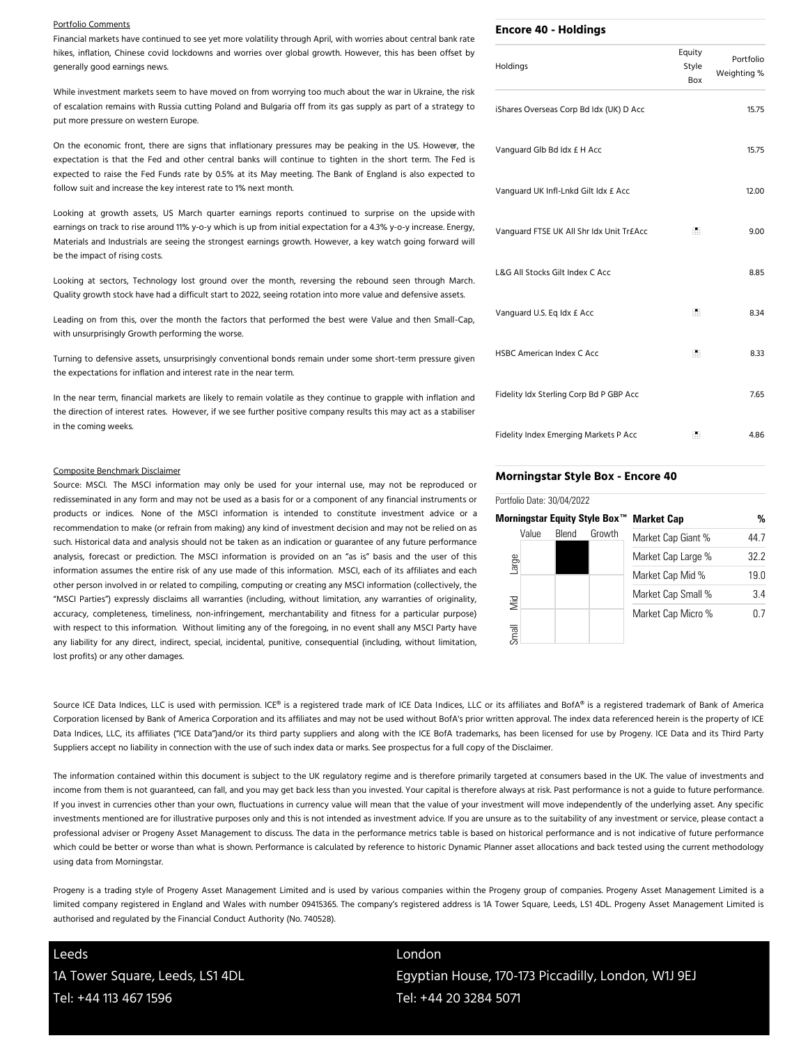Portfolio Comments

Financial markets have continued to see yet more volatility through April, with worries about central bank rate hikes, inflation, Chinese covid lockdowns and worries over global growth. However, this has been offset by generally good earnings news.

While investment markets seem to have moved on from worrying too much about the war in Ukraine, the risk of escalation remains with Russia cutting Poland and Bulgaria off from its gas supply as part of a strategy to put more pressure on western Europe.

On the economic front, there are signs that inflationary pressures may be peaking in the US. However, the expectation is that the Fed and other central banks will continue to tighten in the short term. The Fed is expected to raise the Fed Funds rate by 0.5% at its May meeting. The Bank of England is also expected to follow suit and increase the key interest rate to 1% next month.

Looking at growth assets, US March quarter earnings reports continued to surprise on the upside with earnings on track to rise around 11% y-o-y which is up from initial expectation for a 4.3% y-o-y increase. Energy, Materials and Industrials are seeing the strongest earnings growth. However, a key watch going forward will be the impact of rising costs.

Looking at sectors, Technology lost ground over the month, reversing the rebound seen through March. Quality growth stock have had a difficult start to 2022, seeing rotation into more value and defensive assets.

Leading on from this, over the month the factors that performed the best were Value and then Small-Cap, with unsurprisingly Growth performing the worse.

Turning to defensive assets, unsurprisingly conventional bonds remain under some short-term pressure given the expectations for inflation and interest rate in the near term.

In the near term, financial markets are likely to remain volatile as they continue to grapple with inflation and the direction of interest rates. However, if we see further positive company results this may act as a stabiliser in the coming weeks.

## Encore 40 - Holdings

| Holdings | Equity Style Box | Portfolio Weighting % |
|---|---|---|
| iShares Overseas Corp Bd Idx (UK) D Acc | | 15.75 |
| Vanguard Glb Bd Idx £ H Acc | | 15.75 |
| Vanguard UK Infl-Lnkd Gilt Idx £ Acc | | 12.00 |
| Vanguard FTSE UK All Shr Idx Unit Tr£Acc | ▪ | 9.00 |
| L&G All Stocks Gilt Index C Acc | | 8.85 |
| Vanguard U.S. Eq Idx £ Acc | ▪ | 8.34 |
| HSBC American Index C Acc | ▪ | 8.33 |
| Fidelity Idx Sterling Corp Bd P GBP Acc | | 7.65 |
| Fidelity Index Emerging Markets P Acc | ▪ | 4.86 |

## Morningstar Style Box - Encore 40

Portfolio Date: 30/04/2022

Morningstar Equity Style Box™

Value Blend Growth

Large

Mid

Small

| Market Cap | % |
|---|---|
| Market Cap Giant % | 44.7 |
| Market Cap Large % | 32.2 |
| Market Cap Mid % | 19.0 |
| Market Cap Small % | 3.4 |
| Market Cap Micro % | 0.7 |

Composite Benchmark Disclaimer

Source: MSCI. The MSCI information may only be used for your internal use, may not be reproduced or redisseminated in any form and may not be used as a basis for or a component of any financial instruments or products or indices. None of the MSCI information is intended to constitute investment advice or a recommendation to make (or refrain from making) any kind of investment decision and may not be relied on as such. Historical data and analysis should not be taken as an indication or guarantee of any future performance analysis, forecast or prediction. The MSCI information is provided on an "as is" basis and the user of this information assumes the entire risk of any use made of this information. MSCI, each of its affiliates and each other person involved in or related to compiling, computing or creating any MSCI information (collectively, the "MSCI Parties") expressly disclaims all warranties (including, without limitation, any warranties of originality, accuracy, completeness, timeliness, non-infringement, merchantability and fitness for a particular purpose) with respect to this information. Without limiting any of the foregoing, in no event shall any MSCI Party have any liability for any direct, indirect, special, incidental, punitive, consequential (including, without limitation, lost profits) or any other damages.

Source ICE Data Indices, LLC is used with permission. ICE® is a registered trade mark of ICE Data Indices, LLC or its affiliates and BofA® is a registered trademark of Bank of America Corporation licensed by Bank of America Corporation and its affiliates and may not be used without BofA's prior written approval. The index data referenced herein is the property of ICE Data Indices, LLC, its affiliates ("ICE Data")and/or its third party suppliers and along with the ICE BofA trademarks, has been licensed for use by Progeny. ICE Data and its Third Party Suppliers accept no liability in connection with the use of such index data or marks. See prospectus for a full copy of the Disclaimer.

The information contained within this document is subject to the UK regulatory regime and is therefore primarily targeted at consumers based in the UK. The value of investments and income from them is not guaranteed, can fall, and you may get back less than you invested. Your capital is therefore always at risk. Past performance is not a guide to future performance. If you invest in currencies other than your own, fluctuations in currency value will mean that the value of your investment will move independently of the underlying asset. Any specific investments mentioned are for illustrative purposes only and this is not intended as investment advice. If you are unsure as to the suitability of any investment or service, please contact a professional adviser or Progeny Asset Management to discuss. The data in the performance metrics table is based on historical performance and is not indicative of future performance which could be better or worse than what is shown. Performance is calculated by reference to historic Dynamic Planner asset allocations and back tested using the current methodology using data from Morningstar.

Progeny is a trading style of Progeny Asset Management Limited and is used by various companies within the Progeny group of companies. Progeny Asset Management Limited is a limited company registered in England and Wales with number 09415365. The company's registered address is 1A Tower Square, Leeds, LS1 4DL. Progeny Asset Management Limited is authorised and regulated by the Financial Conduct Authority (No. 740528).

Leeds
1A Tower Square, Leeds, LS1 4DL
Tel: +44 113 467 1596

London
Egyptian House, 170-173 Piccadilly, London, W1J 9EJ
Tel: +44 20 3284 5071